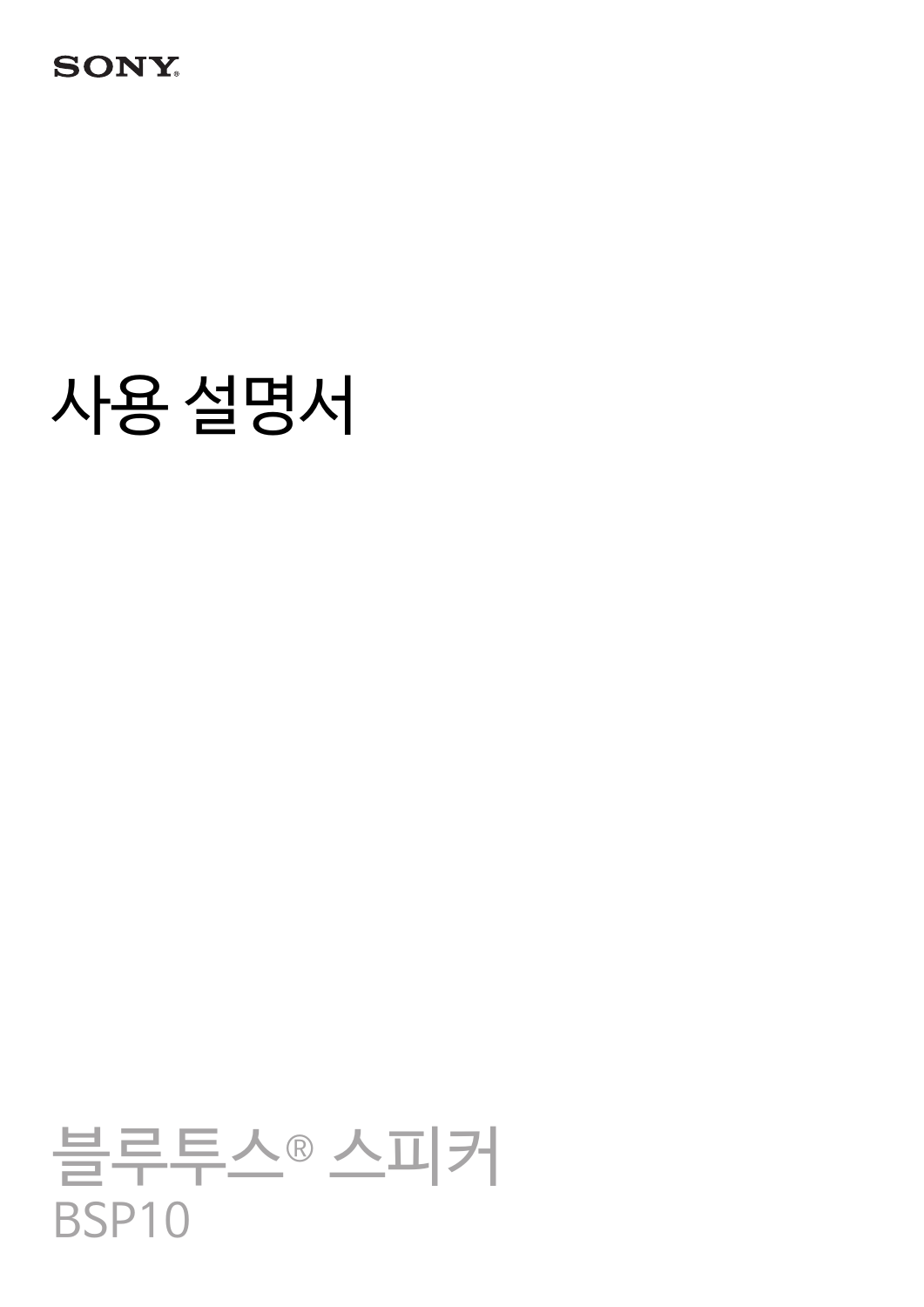SONY

# 사용 설명서

블루투스® 스피커

BSP10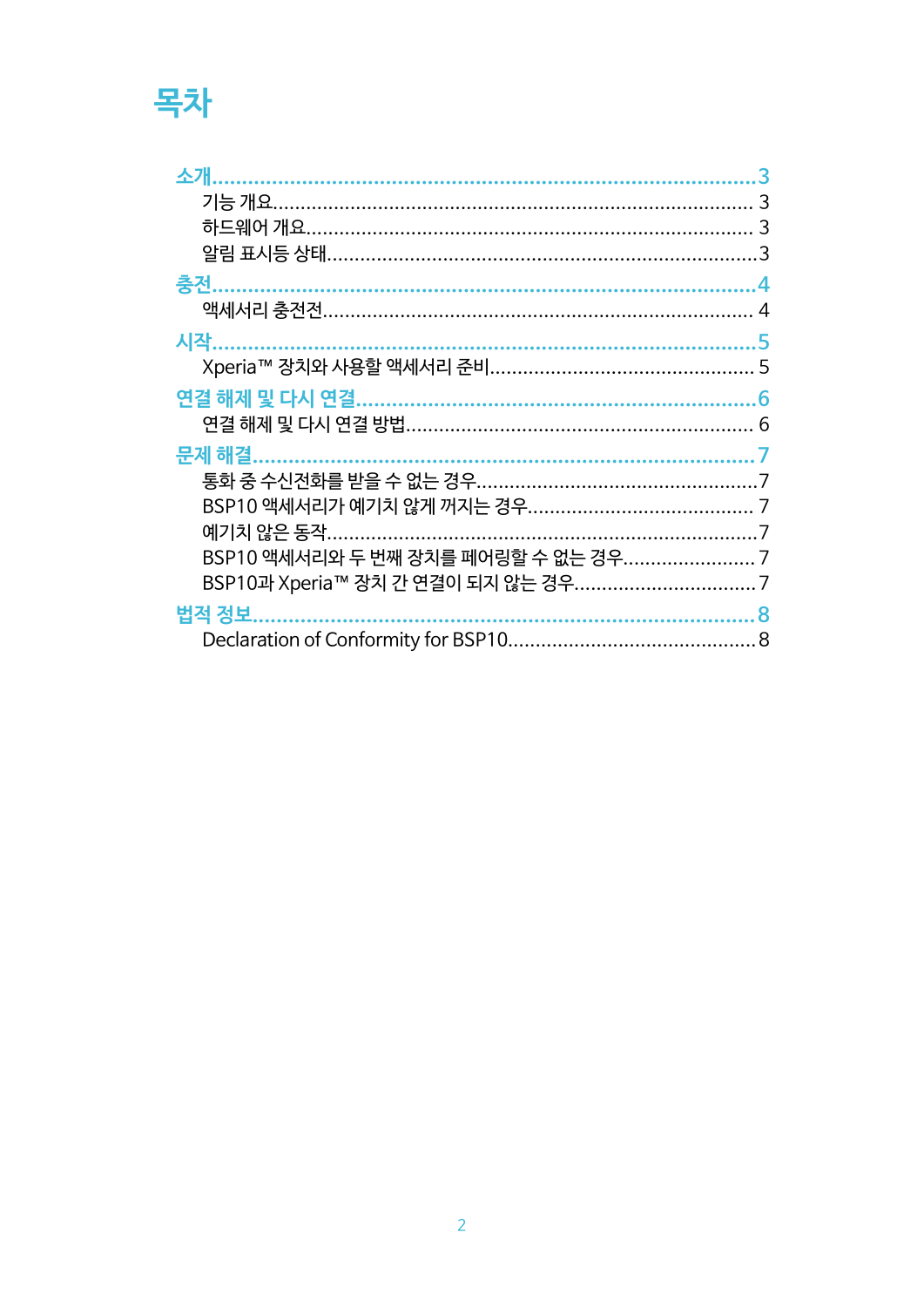# 목차

**소개** .......... 3
- 기능 개요 .......... 3
- 하드웨어 개요 .......... 3
- 알림 표시등 상태 .......... 3

**충전** .......... 4
- 액세서리 충전전 .......... 4

**시작** .......... 5
- Xperia™ 장치와 사용할 액세서리 준비 .......... 5

**연결 해제 및 다시 연결** .......... 6
- 연결 해제 및 다시 연결 방법 .......... 6

**문제 해결** .......... 7
- 통화 중 수신전화를 받을 수 없는 경우 .......... 7
- BSP10 액세서리가 예기치 않게 꺼지는 경우 .......... 7
- 예기치 않은 동작 .......... 7
- BSP10 액세서리와 두 번째 장치를 페어링할 수 없는 경우 .......... 7
- BSP10과 Xperia™ 장치 간 연결이 되지 않는 경우 .......... 7

**법적 정보** .......... 8
- Declaration of Conformity for BSP10 .......... 8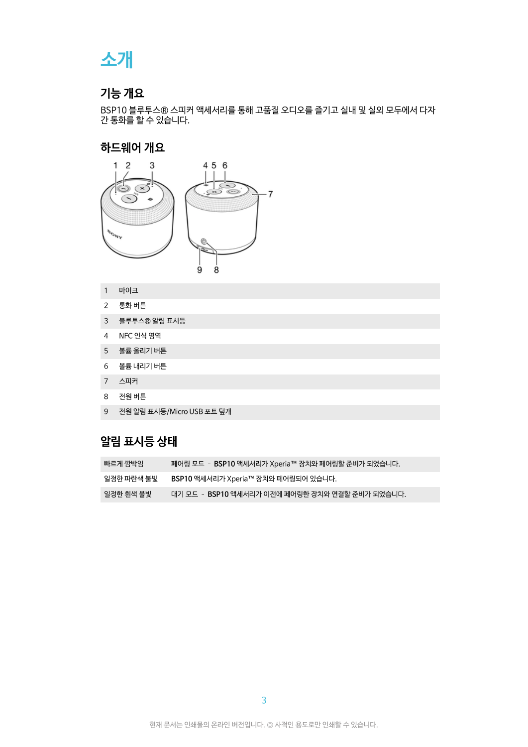# 소개

## 기능 개요

BSP10 블루투스® 스피커 액세서리를 통해 고품질 오디오를 즐기고 실내 및 실외 모두에서 다자간 통화를 할 수 있습니다.

## 하드웨어 개요

| | |
|---|---|
| 1 | 마이크 |
| 2 | 통화 버튼 |
| 3 | 블루투스® 알림 표시등 |
| 4 | NFC 인식 영역 |
| 5 | 볼륨 올리기 버튼 |
| 6 | 볼륨 내리기 버튼 |
| 7 | 스피커 |
| 8 | 전원 버튼 |
| 9 | 전원 알림 표시등/Micro USB 포트 덮개 |

## 알림 표시등 상태

| | |
|---|---|
| 빠르게 깜박임 | 페어링 모드 - **BSP10** 액세서리가 Xperia™ 장치와 페어링할 준비가 되었습니다. |
| 일정한 파란색 불빛 | **BSP10** 액세서리가 Xperia™ 장치와 페어링되어 있습니다. |
| 일정한 흰색 불빛 | 대기 모드 - **BSP10** 액세서리가 이전에 페어링한 장치와 연결할 준비가 되었습니다. |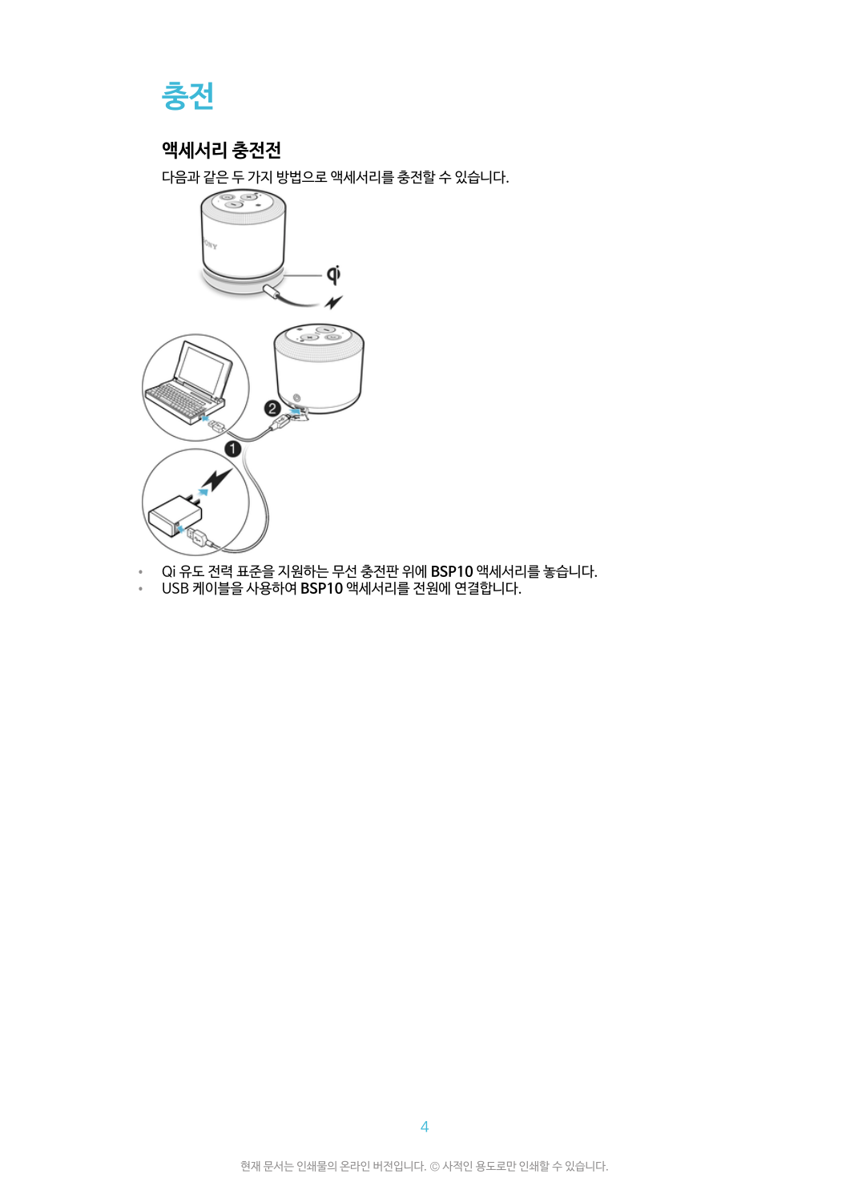# 충전

## 액세서리 충전전

다음과 같은 두 가지 방법으로 액세서리를 충전할 수 있습니다.

- Qi 유도 전력 표준을 지원하는 무선 충전판 위에 **BSP10** 액세서리를 놓습니다.
- USB 케이블을 사용하여 **BSP10** 액세서리를 전원에 연결합니다.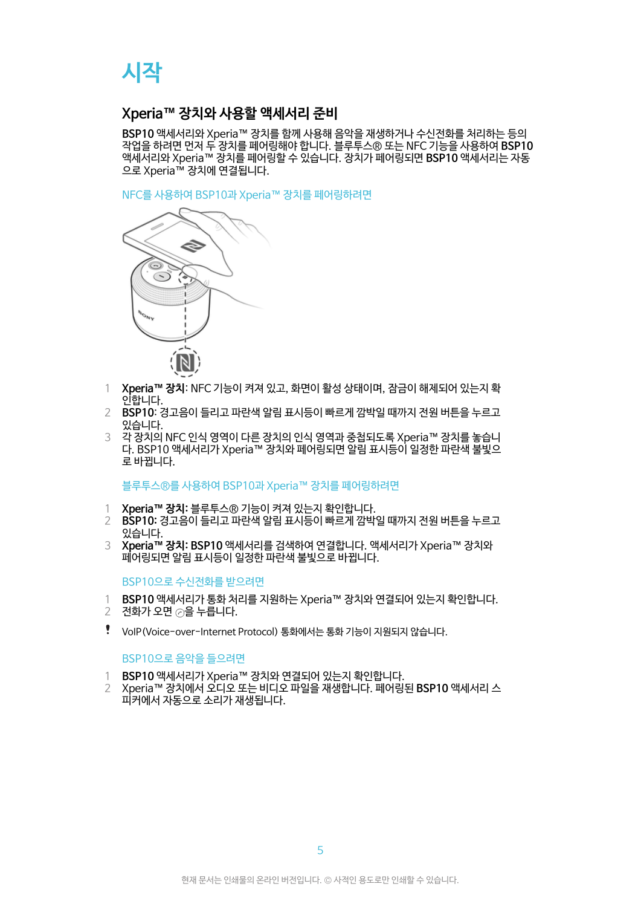# 시작

## Xperia™ 장치와 사용할 액세서리 준비

**BSP10** 액세서리와 Xperia™ 장치를 함께 사용해 음악을 재생하거나 수신전화를 처리하는 등의 작업을 하려면 먼저 두 장치를 페어링해야 합니다. 블루투스® 또는 NFC 기능을 사용하여 **BSP10** 액세서리와 Xperia™ 장치를 페어링할 수 있습니다. 장치가 페어링되면 **BSP10** 액세서리는 자동으로 Xperia™ 장치에 연결됩니다.

### NFC를 사용하여 BSP10과 Xperia™ 장치를 페어링하려면

1. **Xperia™ 장치**: NFC 기능이 켜져 있고, 화면이 활성 상태이며, 잠금이 해제되어 있는지 확인합니다.
2. **BSP10**: 경고음이 들리고 파란색 알림 표시등이 빠르게 깜박일 때까지 전원 버튼을 누르고 있습니다.
3. 각 장치의 NFC 인식 영역이 다른 장치의 인식 영역과 중첩되도록 Xperia™ 장치를 놓습니다. BSP10 액세서리가 Xperia™ 장치와 페어링되면 알림 표시등이 일정한 파란색 불빛으로 바뀝니다.

### 블루투스®를 사용하여 BSP10과 Xperia™ 장치를 페어링하려면

1. **Xperia™ 장치:** 블루투스® 기능이 켜져 있는지 확인합니다.
2. **BSP10:** 경고음이 들리고 파란색 알림 표시등이 빠르게 깜박일 때까지 전원 버튼을 누르고 있습니다.
3. **Xperia™ 장치: BSP10** 액세서리를 검색하여 연결합니다. 액세서리가 Xperia™ 장치와 페어링되면 알림 표시등이 일정한 파란색 불빛으로 바뀝니다.

### BSP10으로 수신전화를 받으려면

1. **BSP10** 액세서리가 통화 처리를 지원하는 Xperia™ 장치와 연결되어 있는지 확인합니다.
2. 전화가 오면 ⊘을 누릅니다.

! VoIP (Voice-over-Internet Protocol) 통화에서는 통화 기능이 지원되지 않습니다.

### BSP10으로 음악을 들으려면

1. **BSP10** 액세서리가 Xperia™ 장치와 연결되어 있는지 확인합니다.
2. Xperia™ 장치에서 오디오 또는 비디오 파일을 재생합니다. 페어링된 **BSP10** 액세서리 스피커에서 자동으로 소리가 재생됩니다.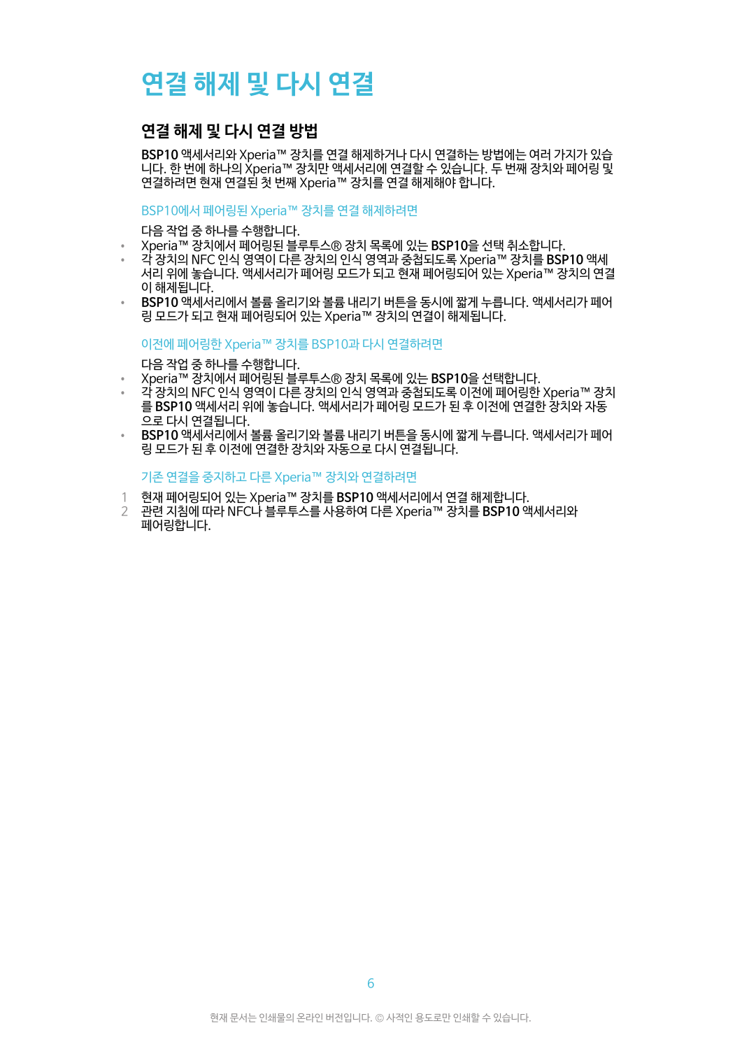# 연결 해제 및 다시 연결

## 연결 해제 및 다시 연결 방법

**BSP10** 액세서리와 Xperia™ 장치를 연결 해제하거나 다시 연결하는 방법에는 여러 가지가 있습니다. 한 번에 하나의 Xperia™ 장치만 액세서리에 연결할 수 있습니다. 두 번째 장치와 페어링 및 연결하려면 현재 연결된 첫 번째 Xperia™ 장치를 연결 해제해야 합니다.

### BSP10에서 페어링된 Xperia™ 장치를 연결 해제하려면

다음 작업 중 하나를 수행합니다.

- Xperia™ 장치에서 페어링된 블루투스® 장치 목록에 있는 **BSP10**을 선택 취소합니다.
- 각 장치의 NFC 인식 영역이 다른 장치의 인식 영역과 중첩되도록 Xperia™ 장치를 **BSP10** 액세서리 위에 놓습니다. 액세서리가 페어링 모드가 되고 현재 페어링되어 있는 Xperia™ 장치의 연결이 해제됩니다.
- **BSP10** 액세서리에서 볼륨 올리기와 볼륨 내리기 버튼을 동시에 짧게 누릅니다. 액세서리가 페어링 모드가 되고 현재 페어링되어 있는 Xperia™ 장치의 연결이 해제됩니다.

### 이전에 페어링한 Xperia™ 장치를 BSP10과 다시 연결하려면

다음 작업 중 하나를 수행합니다.

- Xperia™ 장치에서 페어링된 블루투스® 장치 목록에 있는 **BSP10**을 선택합니다.
- 각 장치의 NFC 인식 영역이 다른 장치의 인식 영역과 중첩되도록 이전에 페어링한 Xperia™ 장치를 **BSP10** 액세서리 위에 놓습니다. 액세서리가 페어링 모드가 된 후 이전에 연결한 장치와 자동으로 다시 연결됩니다.
- **BSP10** 액세서리에서 볼륨 올리기와 볼륨 내리기 버튼을 동시에 짧게 누릅니다. 액세서리가 페어링 모드가 된 후 이전에 연결한 장치와 자동으로 다시 연결됩니다.

### 기존 연결을 중지하고 다른 Xperia™ 장치와 연결하려면

1. 현재 페어링되어 있는 Xperia™ 장치를 **BSP10** 액세서리에서 연결 해제합니다.
2. 관련 지침에 따라 NFC나 블루투스를 사용하여 다른 Xperia™ 장치를 **BSP10** 액세서리와 페어링합니다.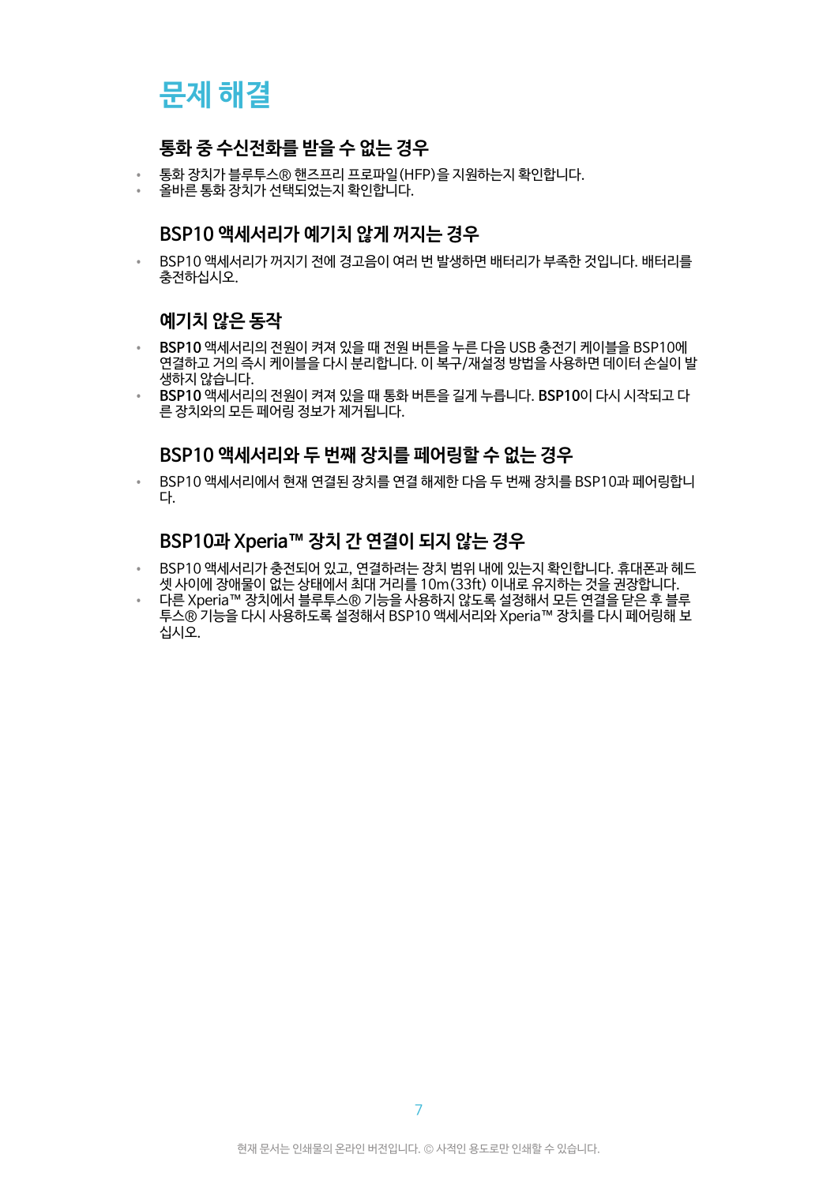# 문제 해결

## 통화 중 수신전화를 받을 수 없는 경우

- 통화 장치가 블루투스® 핸즈프리 프로파일(HFP)을 지원하는지 확인합니다.
- 올바른 통화 장치가 선택되었는지 확인합니다.

## BSP10 액세서리가 예기치 않게 꺼지는 경우

- BSP10 액세서리가 꺼지기 전에 경고음이 여러 번 발생하면 배터리가 부족한 것입니다. 배터리를 충전하십시오.

## 예기치 않은 동작

- **BSP10** 액세서리의 전원이 켜져 있을 때 전원 버튼을 누른 다음 USB 충전기 케이블을 BSP10에 연결하고 거의 즉시 케이블을 다시 분리합니다. 이 복구/재설정 방법을 사용하면 데이터 손실이 발생하지 않습니다.
- **BSP10** 액세서리의 전원이 켜져 있을 때 통화 버튼을 길게 누릅니다. **BSP10**이 다시 시작되고 다른 장치와의 모든 페어링 정보가 제거됩니다.

## BSP10 액세서리와 두 번째 장치를 페어링할 수 없는 경우

- BSP10 액세서리에서 현재 연결된 장치를 연결 해제한 다음 두 번째 장치를 BSP10과 페어링합니다.

## BSP10과 Xperia™ 장치 간 연결이 되지 않는 경우

- BSP10 액세서리가 충전되어 있고, 연결하려는 장치 범위 내에 있는지 확인합니다. 휴대폰과 헤드셋 사이에 장애물이 없는 상태에서 최대 거리를 10m(33ft) 이내로 유지하는 것을 권장합니다.
- 다른 Xperia™ 장치에서 블루투스® 기능을 사용하지 않도록 설정해서 모든 연결을 닫은 후 블루투스® 기능을 다시 사용하도록 설정해서 BSP10 액세서리와 Xperia™ 장치를 다시 페어링해 보십시오.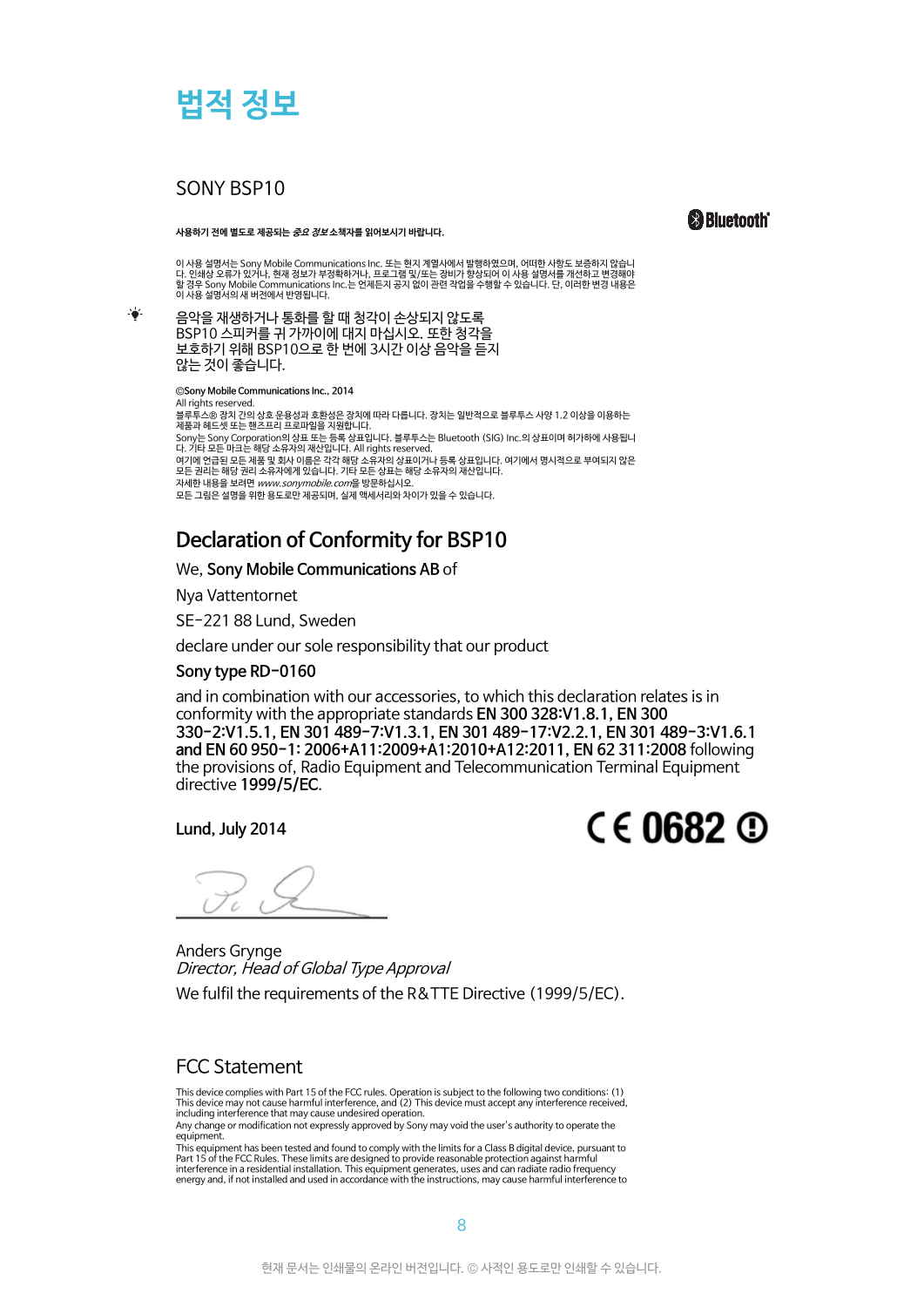# 법적 정보

## SONY BSP10

**사용하기 전에 별도로 제공되는 *중요 정보* 소책자를 읽어보시기 바랍니다.**

Bluetooth®

이 사용 설명서는 Sony Mobile Communications Inc. 또는 현지 계열사에서 발행하였으며, 어떠한 사항도 보증하지 않습니다. 인쇄상 오류가 있거나, 현재 정보가 부정확하거나, 프로그램 및/또는 장비가 향상되어 이 사용 설명서를 개선하고 변경해야 할 경우 Sony Mobile Communications Inc.는 언제든지 공지 없이 관련 작업을 수행할 수 있습니다. 단, 이러한 변경 내용은 이 사용 설명서의 새 버전에서 반영됩니다.

음악을 재생하거나 통화를 할 때 청각이 손상되지 않도록 BSP10 스피커를 귀 가까이에 대지 마십시오. 또한 청각을 보호하기 위해 BSP10으로 한 번에 3시간 이상 음악을 듣지 않는 것이 좋습니다.

©Sony Mobile Communications Inc., 2014
All rights reserved.
블루투스® 장치 간의 상호 운용성과 호환성은 장치에 따라 다릅니다. 장치는 일반적으로 블루투스 사양 1.2 이상을 이용하는 제품과 헤드셋 또는 핸즈프리 프로파일을 지원합니다.
Sony는 Sony Corporation의 상표 또는 등록 상표입니다. 블루투스는 Bluetooth (SIG) Inc.의 상표이며 허가하에 사용됩니다. 기타 모든 마크는 해당 소유자의 재산입니다. All rights reserved.
여기에 언급된 모든 제품 및 회사 이름은 각각 해당 소유자의 상표이거나 등록 상표입니다. 여기에서 명시적으로 부여되지 않은 모든 권리는 해당 권리 소유자에게 있습니다. 기타 모든 상표는 해당 소유자의 재산입니다.
자세한 내용을 보려면 *www.sonymobile.com*을 방문하십시오.
모든 그림은 설명을 위한 용도로만 제공되며, 실제 액세서리와 차이가 있을 수 있습니다.

## Declaration of Conformity for BSP10

We, **Sony Mobile Communications AB** of

Nya Vattentornet

SE-221 88 Lund, Sweden

declare under our sole responsibility that our product

**Sony type RD-0160**

and in combination with our accessories, to which this declaration relates is in conformity with the appropriate standards **EN 300 328:V1.8.1, EN 300 330-2:V1.5.1, EN 301 489-7:V1.3.1, EN 301 489-17:V2.2.1, EN 301 489-3:V1.6.1 and EN 60 950-1: 2006+A11:2009+A1:2010+A12:2011, EN 62 311:2008** following the provisions of, Radio Equipment and Telecommunication Terminal Equipment directive **1999/5/EC**.

**Lund, July 2014**

CE 0682 ⓘ

Anders Grynge
*Director, Head of Global Type Approval*

We fulfil the requirements of the R&TTE Directive (1999/5/EC).

## FCC Statement

This device complies with Part 15 of the FCC rules. Operation is subject to the following two conditions: (1) This device may not cause harmful interference, and (2) This device must accept any interference received, including interference that may cause undesired operation.
Any change or modification not expressly approved by Sony may void the user's authority to operate the equipment.
This equipment has been tested and found to comply with the limits for a Class B digital device, pursuant to Part 15 of the FCC Rules. These limits are designed to provide reasonable protection against harmful interference in a residential installation. This equipment generates, uses and can radiate radio frequency energy and, if not installed and used in accordance with the instructions, may cause harmful interference to

현재 문서는 인쇄물의 온라인 버전입니다. © 사적인 용도로만 인쇄할 수 있습니다.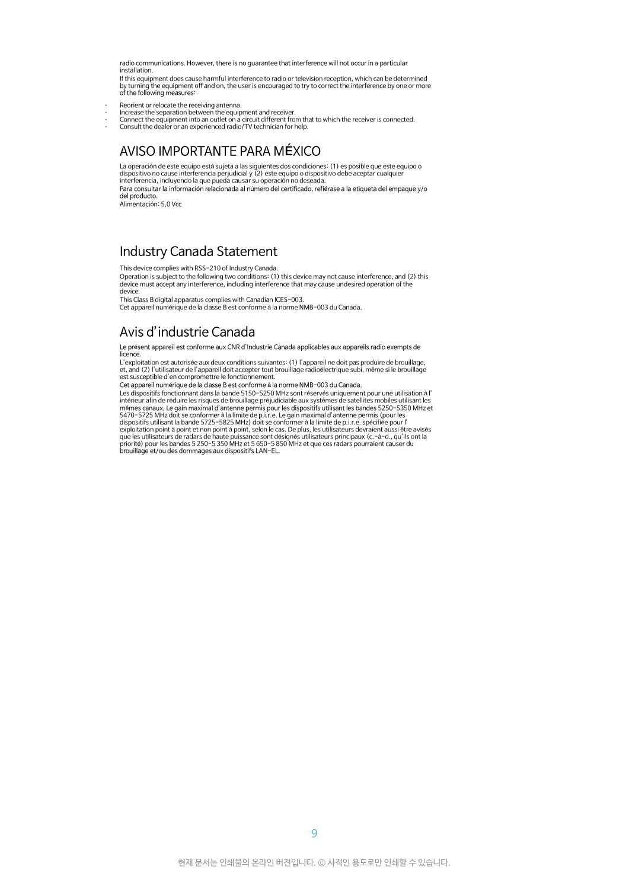radio communications. However, there is no guarantee that interference will not occur in a particular installation.
If this equipment does cause harmful interference to radio or television reception, which can be determined by turning the equipment off and on, the user is encouraged to try to correct the interference by one or more of the following measures:

- Reorient or relocate the receiving antenna.
- Increase the separation between the equipment and receiver.
- Connect the equipment into an outlet on a circuit different from that to which the receiver is connected.
- Consult the dealer or an experienced radio/TV technician for help.

## AVISO IMPORTANTE PARA MÉXICO

La operación de este equipo está sujeta a las siguientes dos condiciones: (1) es posible que este equipo o dispositivo no cause interferencia perjudicial y (2) este equipo o dispositivo debe aceptar cualquier interferencia, incluyendo la que pueda causar su operación no deseada.
Para consultar la información relacionada al número del certificado, refiérase a la etiqueta del empaque y/o del producto.
Alimentación: 5,0 Vcc

## Industry Canada Statement

This device complies with RSS-210 of Industry Canada.
Operation is subject to the following two conditions: (1) this device may not cause interference, and (2) this device must accept any interference, including interference that may cause undesired operation of the device.
This Class B digital apparatus complies with Canadian ICES-003.
Cet appareil numérique de la classe B est conforme à la norme NMB-003 du Canada.

## Avis d'industrie Canada

Le présent appareil est conforme aux CNR d'Industrie Canada applicables aux appareils radio exempts de licence.
L'exploitation est autorisée aux deux conditions suivantes: (1) l'appareil ne doit pas produire de brouillage, et, and (2) l'utilisateur de l'appareil doit accepter tout brouillage radioélectrique subi, même si le brouillage est susceptible d'en compromettre le fonctionnement.
Cet appareil numérique de la classe B est conforme à la norme NMB-003 du Canada.
Les dispositifs fonctionnant dans la bande 5150-5250 MHz sont réservés uniquement pour une utilisation à l'intérieur afin de réduire les risques de brouillage préjudiciable aux systèmes de satellites mobiles utilisant les mêmes canaux. Le gain maximal d'antenne permis pour les dispositifs utilisant les bandes 5250-5350 MHz et 5470-5725 MHz doit se conformer à la limite de p.i.r.e. Le gain maximal d'antenne permis (pour les dispositifs utilisant la bande 5725-5825 MHz) doit se conformer à la limite de p.i.r.e. spécifiée pour l'exploitation point à point et non point à point, selon le cas. De plus, les utilisateurs devraient aussi être avisés que les utilisateurs de radars de haute puissance sont désignés utilisateurs principaux (c.-à-d., qu'ils ont la priorité) pour les bandes 5 250-5 350 MHz et 5 650-5 850 MHz et que ces radars pourraient causer du brouillage et/ou des dommages aux dispositifs LAN-EL.